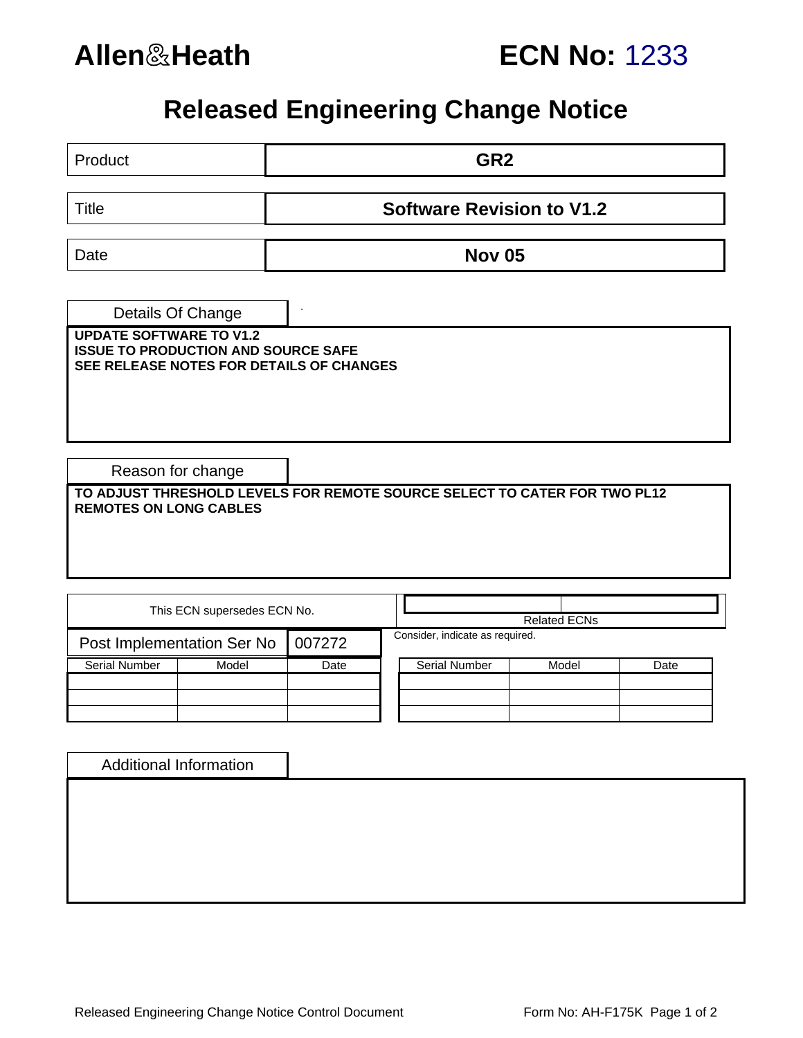**Allen&Heath** **ECN No: 1233**

# Released Engineering Change Notice

| Product | GR2 |
|---|---|
| Title | **Software Revision to V1.2** |
| Date | **Nov 05** |

## Details Of Change

**UPDATE SOFTWARE TO V1.2**
**ISSUE TO PRODUCTION AND SOURCE SAFE**
**SEE RELEASE NOTES FOR DETAILS OF CHANGES**

## Reason for change

**TO ADJUST THRESHOLD LEVELS FOR REMOTE SOURCE SELECT TO CATER FOR TWO PL12 REMOTES ON LONG CABLES**

| This ECN supersedes ECN No. | |
|---|---|
| Post Implementation Ser No | 007272 |

| Serial Number | Model | Date |
|---|---|---|
| | | |
| | | |
| | | |

Related ECNs

Consider, indicate as required.

| Serial Number | Model | Date |
|---|---|---|
| | | |
| | | |
| | | |

## Additional Information

Released Engineering Change Notice Control Document

Form No: AH-F175K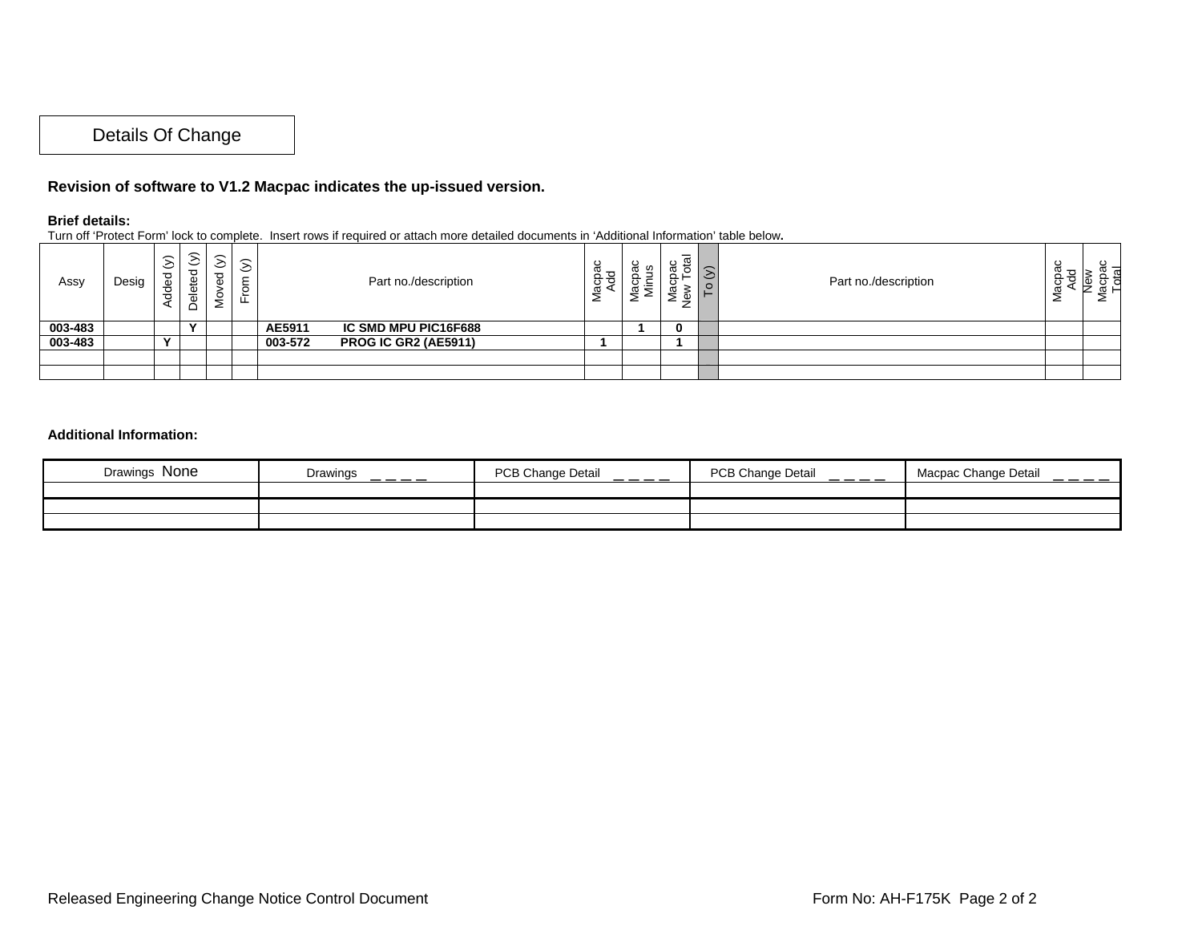Details Of Change

**Revision of software to V1.2 Macpac indicates the up-issued version.**

**Brief details:**
Turn off 'Protect Form' lock to complete. Insert rows if required or attach more detailed documents in 'Additional Information' table below**.**

| Assy | Desig | Added (y) | Deleted (y) | Moved (y) | From (y) | Part no./description | Macpac Add | Macpac Minus | Macpac New Total | To (y) | Part no./description | Macpac Add | New Macpac Total |
|---|---|---|---|---|---|---|---|---|---|---|---|---|---|
| **003-483** | | | **Y** | | | **AE5911 IC SMD MPU PIC16F688** | | **1** | **0** | | | | |
| **003-483** | | **Y** | | | | **003-572 PROG IC GR2 (AE5911)** | **1** | | **1** | | | | |
| | | | | | | | | | | | | | |
| | | | | | | | | | | | | | |

**Additional Information:**

| Drawings None | Drawings _ _ _ _ | PCB Change Detail _ _ _ _ | PCB Change Detail _ _ _ _ | Macpac Change Detail _ _ _ _ |
|---|---|---|---|---|
| | | | | |
| | | | | |
| | | | | |

Released Engineering Change Notice Control Document

Form No: AH-F175K